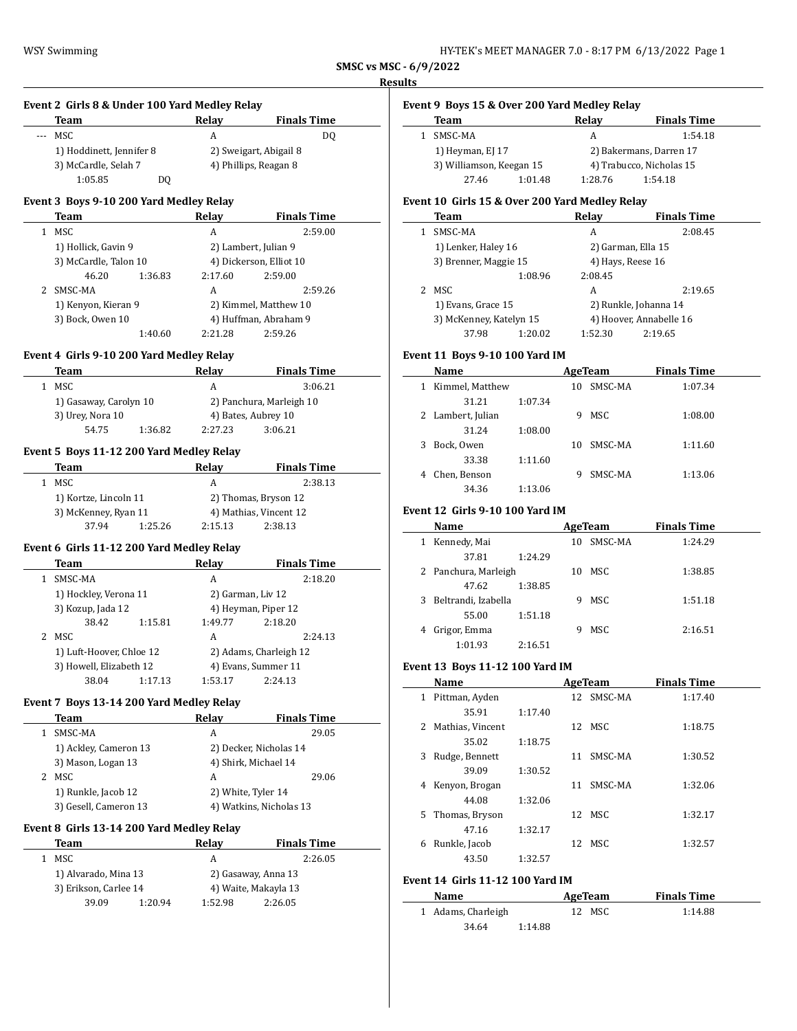**SMSC vs MSC - 6/9/2022**

**Results**

### Event 2 Girls 8 & Under 100 Yard Medley Relay

| | Team | Relay | Finals Time |
|---|---|---|---|
| --- | MSC | A | DQ |
| | 1) Hoddinett, Jennifer 8 | 2) Sweigart, Abigail 8 | |
| | 3) McCardle, Selah 7 | 4) Phillips, Reagan 8 | |
| | 1:05.85 DQ | | |

### Event 3 Boys 9-10 200 Yard Medley Relay

| | Team | Relay | Finals Time |
|---|---|---|---|
| 1 | MSC | A | 2:59.00 |
| | 1) Hollick, Gavin 9 | 2) Lambert, Julian 9 | |
| | 3) McCardle, Talon 10 | 4) Dickerson, Elliot 10 | |
| | 46.20 1:36.83 | 2:17.60 2:59.00 | |
| 2 | SMSC-MA | A | 2:59.26 |
| | 1) Kenyon, Kieran 9 | 2) Kimmel, Matthew 10 | |
| | 3) Bock, Owen 10 | 4) Huffman, Abraham 9 | |
| | 1:40.60 | 2:21.28 2:59.26 | |

### Event 4 Girls 9-10 200 Yard Medley Relay

| | Team | Relay | Finals Time |
|---|---|---|---|
| 1 | MSC | A | 3:06.21 |
| | 1) Gasaway, Carolyn 10 | 2) Panchura, Marleigh 10 | |
| | 3) Urey, Nora 10 | 4) Bates, Aubrey 10 | |
| | 54.75 1:36.82 | 2:27.23 3:06.21 | |

### Event 5 Boys 11-12 200 Yard Medley Relay

| | Team | Relay | Finals Time |
|---|---|---|---|
| 1 | MSC | A | 2:38.13 |
| | 1) Kortze, Lincoln 11 | 2) Thomas, Bryson 12 | |
| | 3) McKenney, Ryan 11 | 4) Mathias, Vincent 12 | |
| | 37.94 1:25.26 | 2:15.13 2:38.13 | |

### Event 6 Girls 11-12 200 Yard Medley Relay

| | Team | Relay | Finals Time |
|---|---|---|---|
| 1 | SMSC-MA | A | 2:18.20 |
| | 1) Hockley, Verona 11 | 2) Garman, Liv 12 | |
| | 3) Kozup, Jada 12 | 4) Heyman, Piper 12 | |
| | 38.42 1:15.81 | 1:49.77 2:18.20 | |
| 2 | MSC | A | 2:24.13 |
| | 1) Luft-Hoover, Chloe 12 | 2) Adams, Charleigh 12 | |
| | 3) Howell, Elizabeth 12 | 4) Evans, Summer 11 | |
| | 38.04 1:17.13 | 1:53.17 2:24.13 | |

### Event 7 Boys 13-14 200 Yard Medley Relay

| | Team | Relay | Finals Time |
|---|---|---|---|
| 1 | SMSC-MA | A | 29.05 |
| | 1) Ackley, Cameron 13 | 2) Decker, Nicholas 14 | |
| | 3) Mason, Logan 13 | 4) Shirk, Michael 14 | |
| 2 | MSC | A | 29.06 |
| | 1) Runkle, Jacob 12 | 2) White, Tyler 14 | |
| | 3) Gesell, Cameron 13 | 4) Watkins, Nicholas 13 | |

### Event 8 Girls 13-14 200 Yard Medley Relay

| | Team | Relay | Finals Time |
|---|---|---|---|
| 1 | MSC | A | 2:26.05 |
| | 1) Alvarado, Mina 13 | 2) Gasaway, Anna 13 | |
| | 3) Erikson, Carlee 14 | 4) Waite, Makayla 13 | |
| | 39.09 1:20.94 | 1:52.98 2:26.05 | |

### Event 9 Boys 15 & Over 200 Yard Medley Relay

| | Team | Relay | Finals Time |
|---|---|---|---|
| 1 | SMSC-MA | A | 1:54.18 |
| | 1) Heyman, EJ 17 | 2) Bakermans, Darren 17 | |
| | 3) Williamson, Keegan 15 | 4) Trabucco, Nicholas 15 | |
| | 27.46 1:01.48 | 1:28.76 1:54.18 | |

### Event 10 Girls 15 & Over 200 Yard Medley Relay

| | Team | Relay | Finals Time |
|---|---|---|---|
| 1 | SMSC-MA | A | 2:08.45 |
| | 1) Lenker, Haley 16 | 2) Garman, Ella 15 | |
| | 3) Brenner, Maggie 15 | 4) Hays, Reese 16 | |
| | 1:08.96 | 2:08.45 | |
| 2 | MSC | A | 2:19.65 |
| | 1) Evans, Grace 15 | 2) Runkle, Johanna 14 | |
| | 3) McKenney, Katelyn 15 | 4) Hoover, Annabelle 16 | |
| | 37.98 1:20.02 | 1:52.30 2:19.65 | |

### Event 11 Boys 9-10 100 Yard IM

| | Name | Age | Team | Finals Time |
|---|---|---|---|---|
| 1 | Kimmel, Matthew | 10 | SMSC-MA | 1:07.34 |
| | 31.21 1:07.34 | | | |
| 2 | Lambert, Julian | 9 | MSC | 1:08.00 |
| | 31.24 1:08.00 | | | |
| 3 | Bock, Owen | 10 | SMSC-MA | 1:11.60 |
| | 33.38 1:11.60 | | | |
| 4 | Chen, Benson | 9 | SMSC-MA | 1:13.06 |
| | 34.36 1:13.06 | | | |

### Event 12 Girls 9-10 100 Yard IM

| | Name | Age | Team | Finals Time |
|---|---|---|---|---|
| 1 | Kennedy, Mai | 10 | SMSC-MA | 1:24.29 |
| | 37.81 1:24.29 | | | |
| 2 | Panchura, Marleigh | 10 | MSC | 1:38.85 |
| | 47.62 1:38.85 | | | |
| 3 | Beltrandi, Izabella | 9 | MSC | 1:51.18 |
| | 55.00 1:51.18 | | | |
| 4 | Grigor, Emma | 9 | MSC | 2:16.51 |
| | 1:01.93 2:16.51 | | | |

### Event 13 Boys 11-12 100 Yard IM

| | Name | Age | Team | Finals Time |
|---|---|---|---|---|
| 1 | Pittman, Ayden | 12 | SMSC-MA | 1:17.40 |
| | 35.91 1:17.40 | | | |
| 2 | Mathias, Vincent | 12 | MSC | 1:18.75 |
| | 35.02 1:18.75 | | | |
| 3 | Rudge, Bennett | 11 | SMSC-MA | 1:30.52 |
| | 39.09 1:30.52 | | | |
| 4 | Kenyon, Brogan | 11 | SMSC-MA | 1:32.06 |
| | 44.08 1:32.06 | | | |
| 5 | Thomas, Bryson | 12 | MSC | 1:32.17 |
| | 47.16 1:32.17 | | | |
| 6 | Runkle, Jacob | 12 | MSC | 1:32.57 |
| | 43.50 1:32.57 | | | |

### Event 14 Girls 11-12 100 Yard IM

| | Name | Age | Team | Finals Time |
|---|---|---|---|---|
| 1 | Adams, Charleigh | 12 | MSC | 1:14.88 |
| | 34.64 1:14.88 | | | |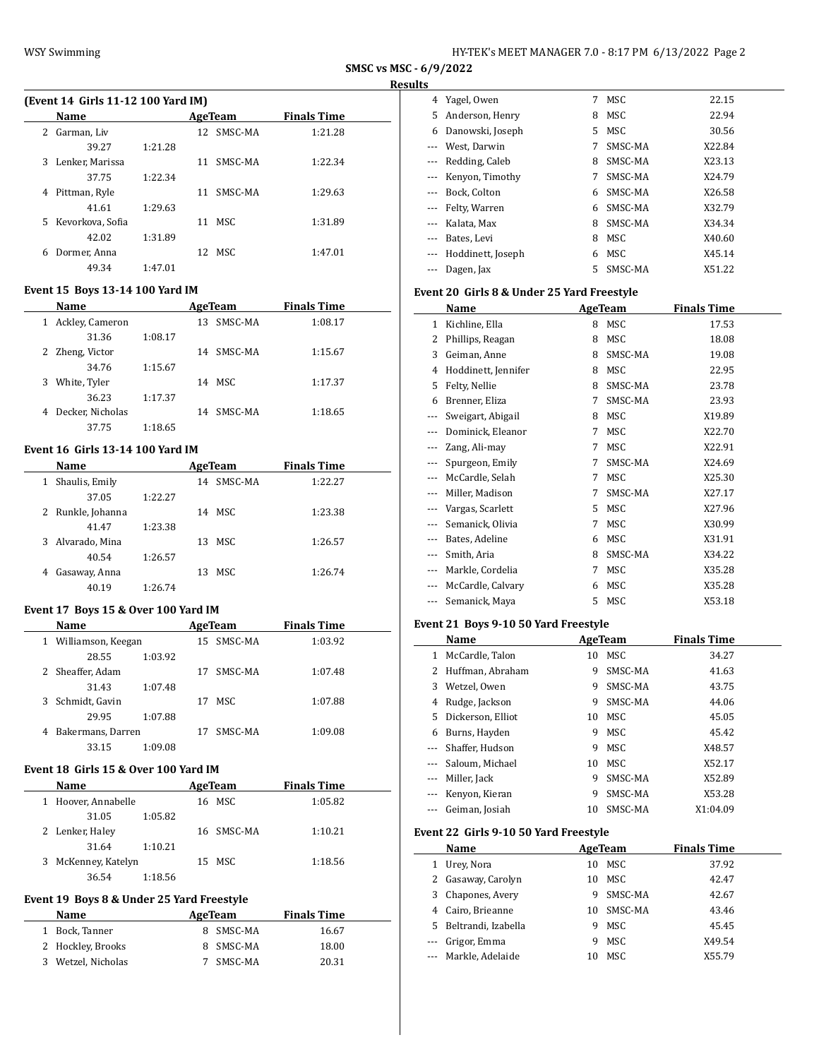**SMSC vs MSC - 6/9/2022**

**Results**

### (Event 14 Girls 11-12 100 Yard IM)

| | Name | | Age | Team | Finals Time |
|---|---|---|---|---|---|
| 2 | Garman, Liv | | 12 | SMSC-MA | 1:21.28 |
| | 39.27 | 1:21.28 | | | |
| 3 | Lenker, Marissa | | 11 | SMSC-MA | 1:22.34 |
| | 37.75 | 1:22.34 | | | |
| 4 | Pittman, Ryle | | 11 | SMSC-MA | 1:29.63 |
| | 41.61 | 1:29.63 | | | |
| 5 | Kevorkova, Sofia | | 11 | MSC | 1:31.89 |
| | 42.02 | 1:31.89 | | | |
| 6 | Dormer, Anna | | 12 | MSC | 1:47.01 |
| | 49.34 | 1:47.01 | | | |

### Event 15 Boys 13-14 100 Yard IM

| | Name | | Age | Team | Finals Time |
|---|---|---|---|---|---|
| 1 | Ackley, Cameron | | 13 | SMSC-MA | 1:08.17 |
| | 31.36 | 1:08.17 | | | |
| 2 | Zheng, Victor | | 14 | SMSC-MA | 1:15.67 |
| | 34.76 | 1:15.67 | | | |
| 3 | White, Tyler | | 14 | MSC | 1:17.37 |
| | 36.23 | 1:17.37 | | | |
| 4 | Decker, Nicholas | | 14 | SMSC-MA | 1:18.65 |
| | 37.75 | 1:18.65 | | | |

### Event 16 Girls 13-14 100 Yard IM

| | Name | | Age | Team | Finals Time |
|---|---|---|---|---|---|
| 1 | Shaulis, Emily | | 14 | SMSC-MA | 1:22.27 |
| | 37.05 | 1:22.27 | | | |
| 2 | Runkle, Johanna | | 14 | MSC | 1:23.38 |
| | 41.47 | 1:23.38 | | | |
| 3 | Alvarado, Mina | | 13 | MSC | 1:26.57 |
| | 40.54 | 1:26.57 | | | |
| 4 | Gasaway, Anna | | 13 | MSC | 1:26.74 |
| | 40.19 | 1:26.74 | | | |

### Event 17 Boys 15 & Over 100 Yard IM

| | Name | | Age | Team | Finals Time |
|---|---|---|---|---|---|
| 1 | Williamson, Keegan | | 15 | SMSC-MA | 1:03.92 |
| | 28.55 | 1:03.92 | | | |
| 2 | Sheaffer, Adam | | 17 | SMSC-MA | 1:07.48 |
| | 31.43 | 1:07.48 | | | |
| 3 | Schmidt, Gavin | | 17 | MSC | 1:07.88 |
| | 29.95 | 1:07.88 | | | |
| 4 | Bakermans, Darren | | 17 | SMSC-MA | 1:09.08 |
| | 33.15 | 1:09.08 | | | |

### Event 18 Girls 15 & Over 100 Yard IM

| | Name | | Age | Team | Finals Time |
|---|---|---|---|---|---|
| 1 | Hoover, Annabelle | | 16 | MSC | 1:05.82 |
| | 31.05 | 1:05.82 | | | |
| 2 | Lenker, Haley | | 16 | SMSC-MA | 1:10.21 |
| | 31.64 | 1:10.21 | | | |
| 3 | McKenney, Katelyn | | 15 | MSC | 1:18.56 |
| | 36.54 | 1:18.56 | | | |

### Event 19 Boys 8 & Under 25 Yard Freestyle

| | Name | Age | Team | Finals Time |
|---|---|---|---|---|
| 1 | Bock, Tanner | 8 | SMSC-MA | 16.67 |
| 2 | Hockley, Brooks | 8 | SMSC-MA | 18.00 |
| 3 | Wetzel, Nicholas | 7 | SMSC-MA | 20.31 |
| 4 | Yagel, Owen | 7 | MSC | 22.15 |
| 5 | Anderson, Henry | 8 | MSC | 22.94 |
| 6 | Danowski, Joseph | 5 | MSC | 30.56 |
| --- | West, Darwin | 7 | SMSC-MA | X22.84 |
| --- | Redding, Caleb | 8 | SMSC-MA | X23.13 |
| --- | Kenyon, Timothy | 7 | SMSC-MA | X24.79 |
| --- | Bock, Colton | 6 | SMSC-MA | X26.58 |
| --- | Felty, Warren | 6 | SMSC-MA | X32.79 |
| --- | Kalata, Max | 8 | SMSC-MA | X34.34 |
| --- | Bates, Levi | 8 | MSC | X40.60 |
| --- | Hoddinett, Joseph | 6 | MSC | X45.14 |
| --- | Dagen, Jax | 5 | SMSC-MA | X51.22 |

### Event 20 Girls 8 & Under 25 Yard Freestyle

| | Name | Age | Team | Finals Time |
|---|---|---|---|---|
| 1 | Kichline, Ella | 8 | MSC | 17.53 |
| 2 | Phillips, Reagan | 8 | MSC | 18.08 |
| 3 | Geiman, Anne | 8 | SMSC-MA | 19.08 |
| 4 | Hoddinett, Jennifer | 8 | MSC | 22.95 |
| 5 | Felty, Nellie | 8 | SMSC-MA | 23.78 |
| 6 | Brenner, Eliza | 7 | SMSC-MA | 23.93 |
| --- | Sweigart, Abigail | 8 | MSC | X19.89 |
| --- | Dominick, Eleanor | 7 | MSC | X22.70 |
| --- | Zang, Ali-may | 7 | MSC | X22.91 |
| --- | Spurgeon, Emily | 7 | SMSC-MA | X24.69 |
| --- | McCardle, Selah | 7 | MSC | X25.30 |
| --- | Miller, Madison | 7 | SMSC-MA | X27.17 |
| --- | Vargas, Scarlett | 5 | MSC | X27.96 |
| --- | Semanick, Olivia | 7 | MSC | X30.99 |
| --- | Bates, Adeline | 6 | MSC | X31.91 |
| --- | Smith, Aria | 8 | SMSC-MA | X34.22 |
| --- | Markle, Cordelia | 7 | MSC | X35.28 |
| --- | McCardle, Calvary | 6 | MSC | X35.28 |
| --- | Semanick, Maya | 5 | MSC | X53.18 |

### Event 21 Boys 9-10 50 Yard Freestyle

| | Name | Age | Team | Finals Time |
|---|---|---|---|---|
| 1 | McCardle, Talon | 10 | MSC | 34.27 |
| 2 | Huffman, Abraham | 9 | SMSC-MA | 41.63 |
| 3 | Wetzel, Owen | 9 | SMSC-MA | 43.75 |
| 4 | Rudge, Jackson | 9 | SMSC-MA | 44.06 |
| 5 | Dickerson, Elliot | 10 | MSC | 45.05 |
| 6 | Burns, Hayden | 9 | MSC | 45.42 |
| --- | Shaffer, Hudson | 9 | MSC | X48.57 |
| --- | Saloum, Michael | 10 | MSC | X52.17 |
| --- | Miller, Jack | 9 | SMSC-MA | X52.89 |
| --- | Kenyon, Kieran | 9 | SMSC-MA | X53.28 |
| --- | Geiman, Josiah | 10 | SMSC-MA | X1:04.09 |

### Event 22 Girls 9-10 50 Yard Freestyle

| | Name | Age | Team | Finals Time |
|---|---|---|---|---|
| 1 | Urey, Nora | 10 | MSC | 37.92 |
| 2 | Gasaway, Carolyn | 10 | MSC | 42.47 |
| 3 | Chapones, Avery | 9 | SMSC-MA | 42.67 |
| 4 | Cairo, Brieanne | 10 | SMSC-MA | 43.46 |
| 5 | Beltrandi, Izabella | 9 | MSC | 45.45 |
| --- | Grigor, Emma | 9 | MSC | X49.54 |
| --- | Markle, Adelaide | 10 | MSC | X55.79 |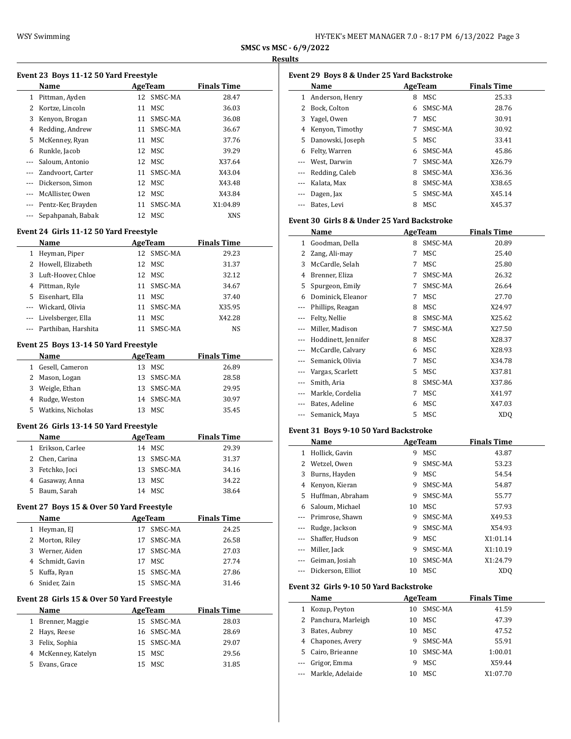**SMSC vs MSC - 6/9/2022**

**Results**

### Event 23 Boys 11-12 50 Yard Freestyle

| | Name | Age | Team | Finals Time |
|---|---|---|---|---|
| 1 | Pittman, Ayden | 12 | SMSC-MA | 28.47 |
| 2 | Kortze, Lincoln | 11 | MSC | 36.03 |
| 3 | Kenyon, Brogan | 11 | SMSC-MA | 36.08 |
| 4 | Redding, Andrew | 11 | SMSC-MA | 36.67 |
| 5 | McKenney, Ryan | 11 | MSC | 37.76 |
| 6 | Runkle, Jacob | 12 | MSC | 39.29 |
| --- | Saloum, Antonio | 12 | MSC | X37.64 |
| --- | Zandvoort, Carter | 11 | SMSC-MA | X43.04 |
| --- | Dickerson, Simon | 12 | MSC | X43.48 |
| --- | McAllister, Owen | 12 | MSC | X43.84 |
| --- | Pentz-Ker, Brayden | 11 | SMSC-MA | X1:04.89 |
| --- | Sepahpanah, Babak | 12 | MSC | XNS |

### Event 24 Girls 11-12 50 Yard Freestyle

| | Name | Age | Team | Finals Time |
|---|---|---|---|---|
| 1 | Heyman, Piper | 12 | SMSC-MA | 29.23 |
| 2 | Howell, Elizabeth | 12 | MSC | 31.37 |
| 3 | Luft-Hoover, Chloe | 12 | MSC | 32.12 |
| 4 | Pittman, Ryle | 11 | SMSC-MA | 34.67 |
| 5 | Eisenhart, Ella | 11 | MSC | 37.40 |
| --- | Wickard, Olivia | 11 | SMSC-MA | X35.95 |
| --- | Livelsberger, Ella | 11 | MSC | X42.28 |
| --- | Parthiban, Harshita | 11 | SMSC-MA | NS |

### Event 25 Boys 13-14 50 Yard Freestyle

| | Name | Age | Team | Finals Time |
|---|---|---|---|---|
| 1 | Gesell, Cameron | 13 | MSC | 26.89 |
| 2 | Mason, Logan | 13 | SMSC-MA | 28.58 |
| 3 | Weigle, Ethan | 13 | SMSC-MA | 29.95 |
| 4 | Rudge, Weston | 14 | SMSC-MA | 30.97 |
| 5 | Watkins, Nicholas | 13 | MSC | 35.45 |

### Event 26 Girls 13-14 50 Yard Freestyle

| | Name | Age | Team | Finals Time |
|---|---|---|---|---|
| 1 | Erikson, Carlee | 14 | MSC | 29.39 |
| 2 | Chen, Carina | 13 | SMSC-MA | 31.37 |
| 3 | Fetchko, Joci | 13 | SMSC-MA | 34.16 |
| 4 | Gasaway, Anna | 13 | MSC | 34.22 |
| 5 | Baum, Sarah | 14 | MSC | 38.64 |

### Event 27 Boys 15 & Over 50 Yard Freestyle

| | Name | Age | Team | Finals Time |
|---|---|---|---|---|
| 1 | Heyman, EJ | 17 | SMSC-MA | 24.25 |
| 2 | Morton, Riley | 17 | SMSC-MA | 26.58 |
| 3 | Werner, Aiden | 17 | SMSC-MA | 27.03 |
| 4 | Schmidt, Gavin | 17 | MSC | 27.74 |
| 5 | Kuffa, Ryan | 15 | SMSC-MA | 27.86 |
| 6 | Snider, Zain | 15 | SMSC-MA | 31.46 |

### Event 28 Girls 15 & Over 50 Yard Freestyle

| | Name | Age | Team | Finals Time |
|---|---|---|---|---|
| 1 | Brenner, Maggie | 15 | SMSC-MA | 28.03 |
| 2 | Hays, Reese | 16 | SMSC-MA | 28.69 |
| 3 | Felix, Sophia | 15 | SMSC-MA | 29.07 |
| 4 | McKenney, Katelyn | 15 | MSC | 29.56 |
| 5 | Evans, Grace | 15 | MSC | 31.85 |

### Event 29 Boys 8 & Under 25 Yard Backstroke

| | Name | Age | Team | Finals Time |
|---|---|---|---|---|
| 1 | Anderson, Henry | 8 | MSC | 25.33 |
| 2 | Bock, Colton | 6 | SMSC-MA | 28.76 |
| 3 | Yagel, Owen | 7 | MSC | 30.91 |
| 4 | Kenyon, Timothy | 7 | SMSC-MA | 30.92 |
| 5 | Danowski, Joseph | 5 | MSC | 33.41 |
| 6 | Felty, Warren | 6 | SMSC-MA | 45.86 |
| --- | West, Darwin | 7 | SMSC-MA | X26.79 |
| --- | Redding, Caleb | 8 | SMSC-MA | X36.36 |
| --- | Kalata, Max | 8 | SMSC-MA | X38.65 |
| --- | Dagen, Jax | 5 | SMSC-MA | X45.14 |
| --- | Bates, Levi | 8 | MSC | X45.37 |

### Event 30 Girls 8 & Under 25 Yard Backstroke

| | Name | Age | Team | Finals Time |
|---|---|---|---|---|
| 1 | Goodman, Della | 8 | SMSC-MA | 20.89 |
| 2 | Zang, Ali-may | 7 | MSC | 25.40 |
| 3 | McCardle, Selah | 7 | MSC | 25.80 |
| 4 | Brenner, Eliza | 7 | SMSC-MA | 26.32 |
| 5 | Spurgeon, Emily | 7 | SMSC-MA | 26.64 |
| 6 | Dominick, Eleanor | 7 | MSC | 27.70 |
| --- | Phillips, Reagan | 8 | MSC | X24.97 |
| --- | Felty, Nellie | 8 | SMSC-MA | X25.62 |
| --- | Miller, Madison | 7 | SMSC-MA | X27.50 |
| --- | Hoddinett, Jennifer | 8 | MSC | X28.37 |
| --- | McCardle, Calvary | 6 | MSC | X28.93 |
| --- | Semanick, Olivia | 7 | MSC | X34.78 |
| --- | Vargas, Scarlett | 5 | MSC | X37.81 |
| --- | Smith, Aria | 8 | SMSC-MA | X37.86 |
| --- | Markle, Cordelia | 7 | MSC | X41.97 |
| --- | Bates, Adeline | 6 | MSC | X47.03 |
| --- | Semanick, Maya | 5 | MSC | XDQ |

### Event 31 Boys 9-10 50 Yard Backstroke

| | Name | Age | Team | Finals Time |
|---|---|---|---|---|
| 1 | Hollick, Gavin | 9 | MSC | 43.87 |
| 2 | Wetzel, Owen | 9 | SMSC-MA | 53.23 |
| 3 | Burns, Hayden | 9 | MSC | 54.54 |
| 4 | Kenyon, Kieran | 9 | SMSC-MA | 54.87 |
| 5 | Huffman, Abraham | 9 | SMSC-MA | 55.77 |
| 6 | Saloum, Michael | 10 | MSC | 57.93 |
| --- | Primrose, Shawn | 9 | SMSC-MA | X49.53 |
| --- | Rudge, Jackson | 9 | SMSC-MA | X54.93 |
| --- | Shaffer, Hudson | 9 | MSC | X1:01.14 |
| --- | Miller, Jack | 9 | SMSC-MA | X1:10.19 |
| --- | Geiman, Josiah | 10 | SMSC-MA | X1:24.79 |
| --- | Dickerson, Elliot | 10 | MSC | XDQ |

### Event 32 Girls 9-10 50 Yard Backstroke

| | Name | Age | Team | Finals Time |
|---|---|---|---|---|
| 1 | Kozup, Peyton | 10 | SMSC-MA | 41.59 |
| 2 | Panchura, Marleigh | 10 | MSC | 47.39 |
| 3 | Bates, Aubrey | 10 | MSC | 47.52 |
| 4 | Chapones, Avery | 9 | SMSC-MA | 55.91 |
| 5 | Cairo, Brieanne | 10 | SMSC-MA | 1:00.01 |
| --- | Grigor, Emma | 9 | MSC | X59.44 |
| --- | Markle, Adelaide | 10 | MSC | X1:07.70 |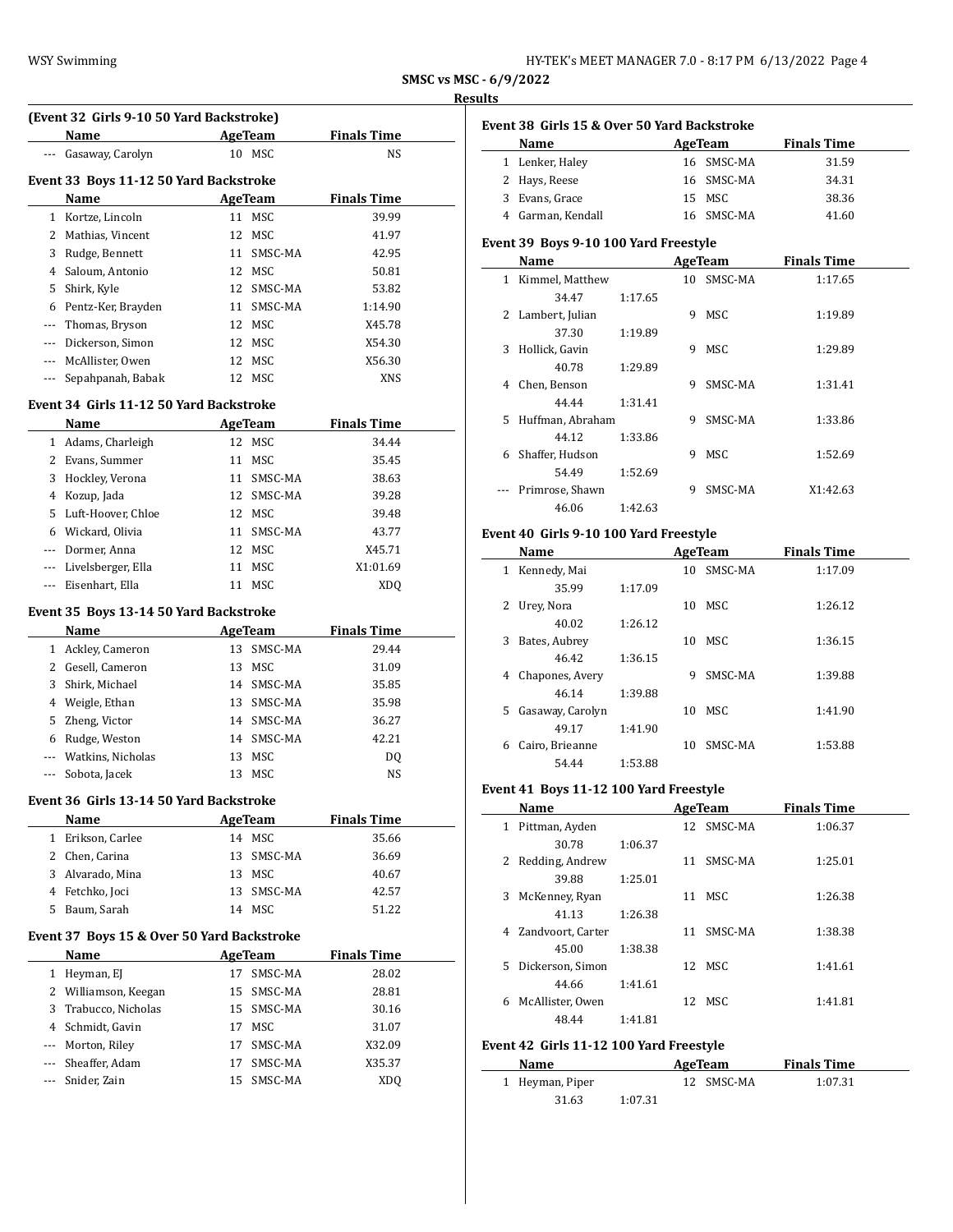**SMSC vs MSC - 6/9/2022**

**Results**

### (Event 32 Girls 9-10 50 Yard Backstroke)

| | Name | Age | Team | Finals Time |
|---|---|---|---|---|
| --- | Gasaway, Carolyn | 10 | MSC | NS |

### Event 33 Boys 11-12 50 Yard Backstroke

| | Name | Age | Team | Finals Time |
|---|---|---|---|---|
| 1 | Kortze, Lincoln | 11 | MSC | 39.99 |
| 2 | Mathias, Vincent | 12 | MSC | 41.97 |
| 3 | Rudge, Bennett | 11 | SMSC-MA | 42.95 |
| 4 | Saloum, Antonio | 12 | MSC | 50.81 |
| 5 | Shirk, Kyle | 12 | SMSC-MA | 53.82 |
| 6 | Pentz-Ker, Brayden | 11 | SMSC-MA | 1:14.90 |
| --- | Thomas, Bryson | 12 | MSC | X45.78 |
| --- | Dickerson, Simon | 12 | MSC | X54.30 |
| --- | McAllister, Owen | 12 | MSC | X56.30 |
| --- | Sepahpanah, Babak | 12 | MSC | XNS |

### Event 34 Girls 11-12 50 Yard Backstroke

| | Name | Age | Team | Finals Time |
|---|---|---|---|---|
| 1 | Adams, Charleigh | 12 | MSC | 34.44 |
| 2 | Evans, Summer | 11 | MSC | 35.45 |
| 3 | Hockley, Verona | 11 | SMSC-MA | 38.63 |
| 4 | Kozup, Jada | 12 | SMSC-MA | 39.28 |
| 5 | Luft-Hoover, Chloe | 12 | MSC | 39.48 |
| 6 | Wickard, Olivia | 11 | SMSC-MA | 43.77 |
| --- | Dormer, Anna | 12 | MSC | X45.71 |
| --- | Livelsberger, Ella | 11 | MSC | X1:01.69 |
| --- | Eisenhart, Ella | 11 | MSC | XDQ |

### Event 35 Boys 13-14 50 Yard Backstroke

| | Name | Age | Team | Finals Time |
|---|---|---|---|---|
| 1 | Ackley, Cameron | 13 | SMSC-MA | 29.44 |
| 2 | Gesell, Cameron | 13 | MSC | 31.09 |
| 3 | Shirk, Michael | 14 | SMSC-MA | 35.85 |
| 4 | Weigle, Ethan | 13 | SMSC-MA | 35.98 |
| 5 | Zheng, Victor | 14 | SMSC-MA | 36.27 |
| 6 | Rudge, Weston | 14 | SMSC-MA | 42.21 |
| --- | Watkins, Nicholas | 13 | MSC | DQ |
| --- | Sobota, Jacek | 13 | MSC | NS |

### Event 36 Girls 13-14 50 Yard Backstroke

| | Name | Age | Team | Finals Time |
|---|---|---|---|---|
| 1 | Erikson, Carlee | 14 | MSC | 35.66 |
| 2 | Chen, Carina | 13 | SMSC-MA | 36.69 |
| 3 | Alvarado, Mina | 13 | MSC | 40.67 |
| 4 | Fetchko, Joci | 13 | SMSC-MA | 42.57 |
| 5 | Baum, Sarah | 14 | MSC | 51.22 |

### Event 37 Boys 15 & Over 50 Yard Backstroke

| | Name | Age | Team | Finals Time |
|---|---|---|---|---|
| 1 | Heyman, EJ | 17 | SMSC-MA | 28.02 |
| 2 | Williamson, Keegan | 15 | SMSC-MA | 28.81 |
| 3 | Trabucco, Nicholas | 15 | SMSC-MA | 30.16 |
| 4 | Schmidt, Gavin | 17 | MSC | 31.07 |
| --- | Morton, Riley | 17 | SMSC-MA | X32.09 |
| --- | Sheaffer, Adam | 17 | SMSC-MA | X35.37 |
| --- | Snider, Zain | 15 | SMSC-MA | XDQ |

### Event 38 Girls 15 & Over 50 Yard Backstroke

| | Name | Age | Team | Finals Time |
|---|---|---|---|---|
| 1 | Lenker, Haley | 16 | SMSC-MA | 31.59 |
| 2 | Hays, Reese | 16 | SMSC-MA | 34.31 |
| 3 | Evans, Grace | 15 | MSC | 38.36 |
| 4 | Garman, Kendall | 16 | SMSC-MA | 41.60 |

### Event 39 Boys 9-10 100 Yard Freestyle

| | Name | Age | Team | Finals Time |
|---|---|---|---|---|
| 1 | Kimmel, Matthew | 10 | SMSC-MA | 1:17.65 |
| | 34.47 1:17.65 | | | |
| 2 | Lambert, Julian | 9 | MSC | 1:19.89 |
| | 37.30 1:19.89 | | | |
| 3 | Hollick, Gavin | 9 | MSC | 1:29.89 |
| | 40.78 1:29.89 | | | |
| 4 | Chen, Benson | 9 | SMSC-MA | 1:31.41 |
| | 44.44 1:31.41 | | | |
| 5 | Huffman, Abraham | 9 | SMSC-MA | 1:33.86 |
| | 44.12 1:33.86 | | | |
| 6 | Shaffer, Hudson | 9 | MSC | 1:52.69 |
| | 54.49 1:52.69 | | | |
| --- | Primrose, Shawn | 9 | SMSC-MA | X1:42.63 |
| | 46.06 1:42.63 | | | |

### Event 40 Girls 9-10 100 Yard Freestyle

| | Name | Age | Team | Finals Time |
|---|---|---|---|---|
| 1 | Kennedy, Mai | 10 | SMSC-MA | 1:17.09 |
| | 35.99 1:17.09 | | | |
| 2 | Urey, Nora | 10 | MSC | 1:26.12 |
| | 40.02 1:26.12 | | | |
| 3 | Bates, Aubrey | 10 | MSC | 1:36.15 |
| | 46.42 1:36.15 | | | |
| 4 | Chapones, Avery | 9 | SMSC-MA | 1:39.88 |
| | 46.14 1:39.88 | | | |
| 5 | Gasaway, Carolyn | 10 | MSC | 1:41.90 |
| | 49.17 1:41.90 | | | |
| 6 | Cairo, Brieanne | 10 | SMSC-MA | 1:53.88 |
| | 54.44 1:53.88 | | | |

### Event 41 Boys 11-12 100 Yard Freestyle

| | Name | Age | Team | Finals Time |
|---|---|---|---|---|
| 1 | Pittman, Ayden | 12 | SMSC-MA | 1:06.37 |
| | 30.78 1:06.37 | | | |
| 2 | Redding, Andrew | 11 | SMSC-MA | 1:25.01 |
| | 39.88 1:25.01 | | | |
| 3 | McKenney, Ryan | 11 | MSC | 1:26.38 |
| | 41.13 1:26.38 | | | |
| 4 | Zandvoort, Carter | 11 | SMSC-MA | 1:38.38 |
| | 45.00 1:38.38 | | | |
| 5 | Dickerson, Simon | 12 | MSC | 1:41.61 |
| | 44.66 1:41.61 | | | |
| 6 | McAllister, Owen | 12 | MSC | 1:41.81 |
| | 48.44 1:41.81 | | | |

### Event 42 Girls 11-12 100 Yard Freestyle

| | Name | Age | Team | Finals Time |
|---|---|---|---|---|
| 1 | Heyman, Piper | 12 | SMSC-MA | 1:07.31 |
| | 31.63 1:07.31 | | | |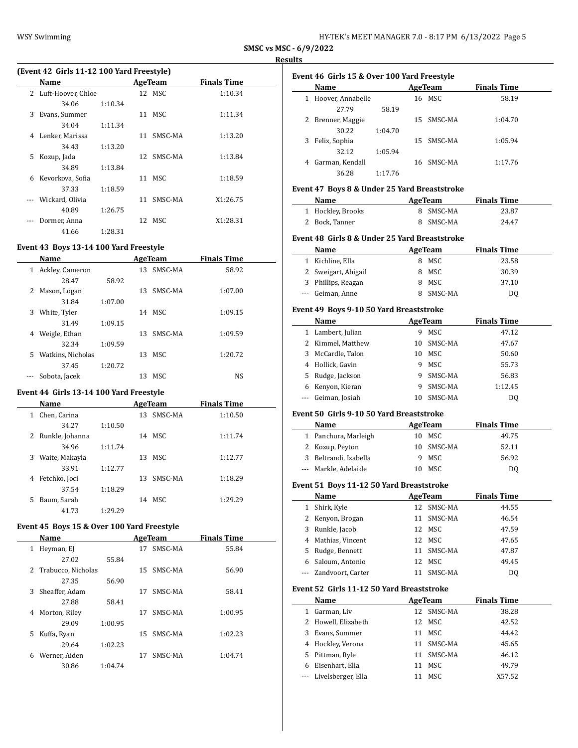**SMSC vs MSC - 6/9/2022**

**Results**

### (Event 42 Girls 11-12 100 Yard Freestyle)

| | Name | Age | Team | Finals Time |
|---|---|---|---|---|
| 2 | Luft-Hoover, Chloe | 12 | MSC | 1:10.34 |
| | 34.06 | 1:10.34 | | |
| 3 | Evans, Summer | 11 | MSC | 1:11.34 |
| | 34.04 | 1:11.34 | | |
| 4 | Lenker, Marissa | 11 | SMSC-MA | 1:13.20 |
| | 34.43 | 1:13.20 | | |
| 5 | Kozup, Jada | 12 | SMSC-MA | 1:13.84 |
| | 34.89 | 1:13.84 | | |
| 6 | Kevorkova, Sofia | 11 | MSC | 1:18.59 |
| | 37.33 | 1:18.59 | | |
| --- | Wickard, Olivia | 11 | SMSC-MA | X1:26.75 |
| | 40.89 | 1:26.75 | | |
| --- | Dormer, Anna | 12 | MSC | X1:28.31 |
| | 41.66 | 1:28.31 | | |

### Event 43 Boys 13-14 100 Yard Freestyle

| | Name | Age | Team | Finals Time |
|---|---|---|---|---|
| 1 | Ackley, Cameron | 13 | SMSC-MA | 58.92 |
| | 28.47 | 58.92 | | |
| 2 | Mason, Logan | 13 | SMSC-MA | 1:07.00 |
| | 31.84 | 1:07.00 | | |
| 3 | White, Tyler | 14 | MSC | 1:09.15 |
| | 31.49 | 1:09.15 | | |
| 4 | Weigle, Ethan | 13 | SMSC-MA | 1:09.59 |
| | 32.34 | 1:09.59 | | |
| 5 | Watkins, Nicholas | 13 | MSC | 1:20.72 |
| | 37.45 | 1:20.72 | | |
| --- | Sobota, Jacek | 13 | MSC | NS |

### Event 44 Girls 13-14 100 Yard Freestyle

| | Name | Age | Team | Finals Time |
|---|---|---|---|---|
| 1 | Chen, Carina | 13 | SMSC-MA | 1:10.50 |
| | 34.27 | 1:10.50 | | |
| 2 | Runkle, Johanna | 14 | MSC | 1:11.74 |
| | 34.96 | 1:11.74 | | |
| 3 | Waite, Makayla | 13 | MSC | 1:12.77 |
| | 33.91 | 1:12.77 | | |
| 4 | Fetchko, Joci | 13 | SMSC-MA | 1:18.29 |
| | 37.54 | 1:18.29 | | |
| 5 | Baum, Sarah | 14 | MSC | 1:29.29 |
| | 41.73 | 1:29.29 | | |

### Event 45 Boys 15 & Over 100 Yard Freestyle

| | Name | Age | Team | Finals Time |
|---|---|---|---|---|
| 1 | Heyman, EJ | 17 | SMSC-MA | 55.84 |
| | 27.02 | 55.84 | | |
| 2 | Trabucco, Nicholas | 15 | SMSC-MA | 56.90 |
| | 27.35 | 56.90 | | |
| 3 | Sheaffer, Adam | 17 | SMSC-MA | 58.41 |
| | 27.88 | 58.41 | | |
| 4 | Morton, Riley | 17 | SMSC-MA | 1:00.95 |
| | 29.09 | 1:00.95 | | |
| 5 | Kuffa, Ryan | 15 | SMSC-MA | 1:02.23 |
| | 29.64 | 1:02.23 | | |
| 6 | Werner, Aiden | 17 | SMSC-MA | 1:04.74 |
| | 30.86 | 1:04.74 | | |

### Event 46 Girls 15 & Over 100 Yard Freestyle

| | Name | Age | Team | Finals Time |
|---|---|---|---|---|
| 1 | Hoover, Annabelle | 16 | MSC | 58.19 |
| | 27.79 | 58.19 | | |
| 2 | Brenner, Maggie | 15 | SMSC-MA | 1:04.70 |
| | 30.22 | 1:04.70 | | |
| 3 | Felix, Sophia | 15 | SMSC-MA | 1:05.94 |
| | 32.12 | 1:05.94 | | |
| 4 | Garman, Kendall | 16 | SMSC-MA | 1:17.76 |
| | 36.28 | 1:17.76 | | |

### Event 47 Boys 8 & Under 25 Yard Breaststroke

| | Name | Age | Team | Finals Time |
|---|---|---|---|---|
| 1 | Hockley, Brooks | 8 | SMSC-MA | 23.87 |
| 2 | Bock, Tanner | 8 | SMSC-MA | 24.47 |

### Event 48 Girls 8 & Under 25 Yard Breaststroke

| | Name | Age | Team | Finals Time |
|---|---|---|---|---|
| 1 | Kichline, Ella | 8 | MSC | 23.58 |
| 2 | Sweigart, Abigail | 8 | MSC | 30.39 |
| 3 | Phillips, Reagan | 8 | MSC | 37.10 |
| --- | Geiman, Anne | 8 | SMSC-MA | DQ |

### Event 49 Boys 9-10 50 Yard Breaststroke

| | Name | Age | Team | Finals Time |
|---|---|---|---|---|
| 1 | Lambert, Julian | 9 | MSC | 47.12 |
| 2 | Kimmel, Matthew | 10 | SMSC-MA | 47.67 |
| 3 | McCardle, Talon | 10 | MSC | 50.60 |
| 4 | Hollick, Gavin | 9 | MSC | 55.73 |
| 5 | Rudge, Jackson | 9 | SMSC-MA | 56.83 |
| 6 | Kenyon, Kieran | 9 | SMSC-MA | 1:12.45 |
| --- | Geiman, Josiah | 10 | SMSC-MA | DQ |

### Event 50 Girls 9-10 50 Yard Breaststroke

| | Name | Age | Team | Finals Time |
|---|---|---|---|---|
| 1 | Panchura, Marleigh | 10 | MSC | 49.75 |
| 2 | Kozup, Peyton | 10 | SMSC-MA | 52.11 |
| 3 | Beltrandi, Izabella | 9 | MSC | 56.92 |
| --- | Markle, Adelaide | 10 | MSC | DQ |

### Event 51 Boys 11-12 50 Yard Breaststroke

| | Name | Age | Team | Finals Time |
|---|---|---|---|---|
| 1 | Shirk, Kyle | 12 | SMSC-MA | 44.55 |
| 2 | Kenyon, Brogan | 11 | SMSC-MA | 46.54 |
| 3 | Runkle, Jacob | 12 | MSC | 47.59 |
| 4 | Mathias, Vincent | 12 | MSC | 47.65 |
| 5 | Rudge, Bennett | 11 | SMSC-MA | 47.87 |
| 6 | Saloum, Antonio | 12 | MSC | 49.45 |
| --- | Zandvoort, Carter | 11 | SMSC-MA | DQ |

### Event 52 Girls 11-12 50 Yard Breaststroke

| | Name | Age | Team | Finals Time |
|---|---|---|---|---|
| 1 | Garman, Liv | 12 | SMSC-MA | 38.28 |
| 2 | Howell, Elizabeth | 12 | MSC | 42.52 |
| 3 | Evans, Summer | 11 | MSC | 44.42 |
| 4 | Hockley, Verona | 11 | SMSC-MA | 45.65 |
| 5 | Pittman, Ryle | 11 | SMSC-MA | 46.12 |
| 6 | Eisenhart, Ella | 11 | MSC | 49.79 |
| --- | Livelsberger, Ella | 11 | MSC | X57.52 |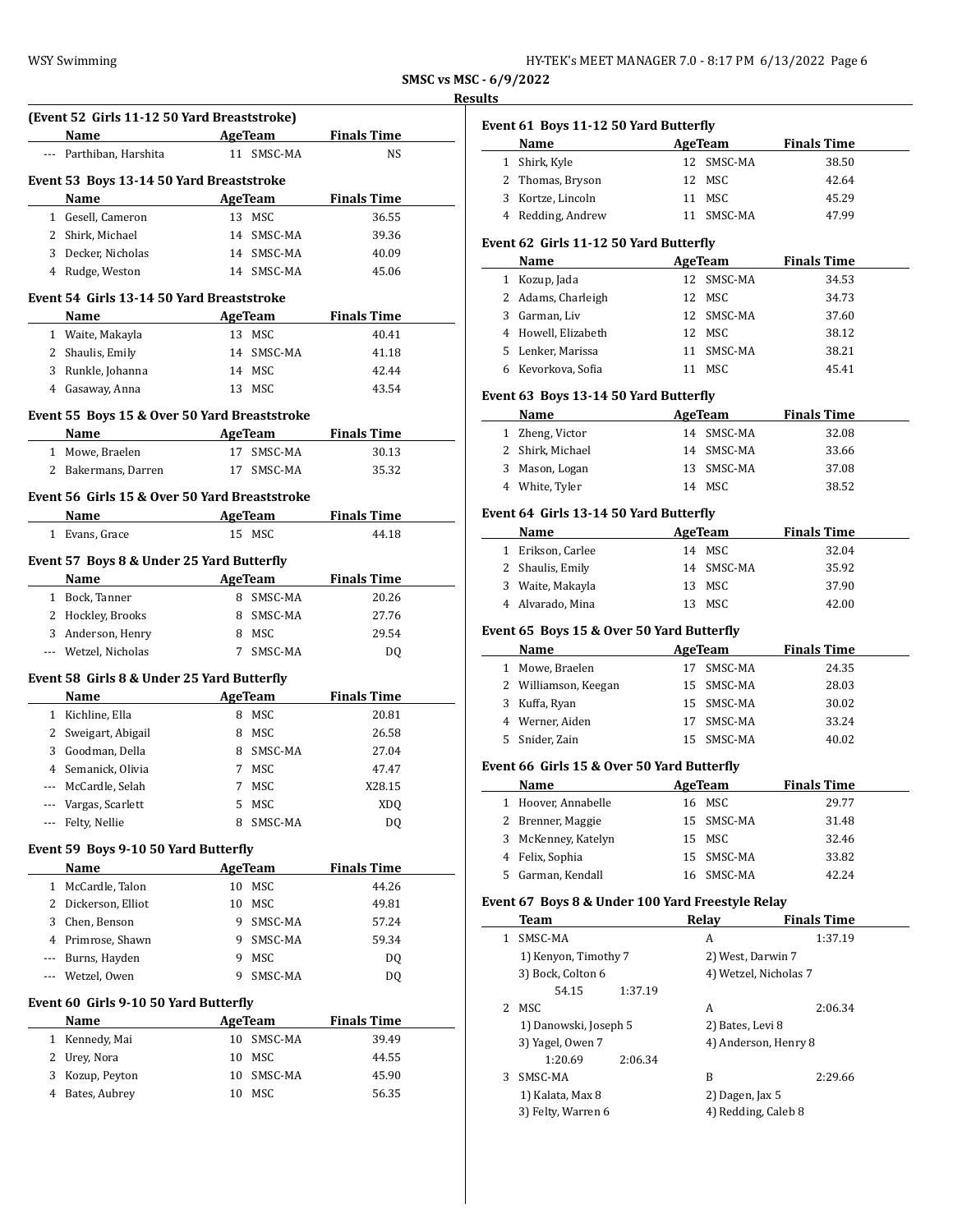**SMSC vs MSC - 6/9/2022**

**Results**

### (Event 52 Girls 11-12 50 Yard Breaststroke)

| | Name | Age | Team | Finals Time |
|---|---|---|---|---|
| --- | Parthiban, Harshita | 11 | SMSC-MA | NS |

### Event 53 Boys 13-14 50 Yard Breaststroke

| | Name | Age | Team | Finals Time |
|---|---|---|---|---|
| 1 | Gesell, Cameron | 13 | MSC | 36.55 |
| 2 | Shirk, Michael | 14 | SMSC-MA | 39.36 |
| 3 | Decker, Nicholas | 14 | SMSC-MA | 40.09 |
| 4 | Rudge, Weston | 14 | SMSC-MA | 45.06 |

### Event 54 Girls 13-14 50 Yard Breaststroke

| | Name | Age | Team | Finals Time |
|---|---|---|---|---|
| 1 | Waite, Makayla | 13 | MSC | 40.41 |
| 2 | Shaulis, Emily | 14 | SMSC-MA | 41.18 |
| 3 | Runkle, Johanna | 14 | MSC | 42.44 |
| 4 | Gasaway, Anna | 13 | MSC | 43.54 |

### Event 55 Boys 15 & Over 50 Yard Breaststroke

| | Name | Age | Team | Finals Time |
|---|---|---|---|---|
| 1 | Mowe, Braelen | 17 | SMSC-MA | 30.13 |
| 2 | Bakermans, Darren | 17 | SMSC-MA | 35.32 |

### Event 56 Girls 15 & Over 50 Yard Breaststroke

| | Name | Age | Team | Finals Time |
|---|---|---|---|---|
| 1 | Evans, Grace | 15 | MSC | 44.18 |

### Event 57 Boys 8 & Under 25 Yard Butterfly

| | Name | Age | Team | Finals Time |
|---|---|---|---|---|
| 1 | Bock, Tanner | 8 | SMSC-MA | 20.26 |
| 2 | Hockley, Brooks | 8 | SMSC-MA | 27.76 |
| 3 | Anderson, Henry | 8 | MSC | 29.54 |
| --- | Wetzel, Nicholas | 7 | SMSC-MA | DQ |

### Event 58 Girls 8 & Under 25 Yard Butterfly

| | Name | Age | Team | Finals Time |
|---|---|---|---|---|
| 1 | Kichline, Ella | 8 | MSC | 20.81 |
| 2 | Sweigart, Abigail | 8 | MSC | 26.58 |
| 3 | Goodman, Della | 8 | SMSC-MA | 27.04 |
| 4 | Semanick, Olivia | 7 | MSC | 47.47 |
| --- | McCardle, Selah | 7 | MSC | X28.15 |
| --- | Vargas, Scarlett | 5 | MSC | XDQ |
| --- | Felty, Nellie | 8 | SMSC-MA | DQ |

### Event 59 Boys 9-10 50 Yard Butterfly

| | Name | Age | Team | Finals Time |
|---|---|---|---|---|
| 1 | McCardle, Talon | 10 | MSC | 44.26 |
| 2 | Dickerson, Elliot | 10 | MSC | 49.81 |
| 3 | Chen, Benson | 9 | SMSC-MA | 57.24 |
| 4 | Primrose, Shawn | 9 | SMSC-MA | 59.34 |
| --- | Burns, Hayden | 9 | MSC | DQ |
| --- | Wetzel, Owen | 9 | SMSC-MA | DQ |

### Event 60 Girls 9-10 50 Yard Butterfly

| | Name | Age | Team | Finals Time |
|---|---|---|---|---|
| 1 | Kennedy, Mai | 10 | SMSC-MA | 39.49 |
| 2 | Urey, Nora | 10 | MSC | 44.55 |
| 3 | Kozup, Peyton | 10 | SMSC-MA | 45.90 |
| 4 | Bates, Aubrey | 10 | MSC | 56.35 |

### Event 61 Boys 11-12 50 Yard Butterfly

| | Name | Age | Team | Finals Time |
|---|---|---|---|---|
| 1 | Shirk, Kyle | 12 | SMSC-MA | 38.50 |
| 2 | Thomas, Bryson | 12 | MSC | 42.64 |
| 3 | Kortze, Lincoln | 11 | MSC | 45.29 |
| 4 | Redding, Andrew | 11 | SMSC-MA | 47.99 |

### Event 62 Girls 11-12 50 Yard Butterfly

| | Name | Age | Team | Finals Time |
|---|---|---|---|---|
| 1 | Kozup, Jada | 12 | SMSC-MA | 34.53 |
| 2 | Adams, Charleigh | 12 | MSC | 34.73 |
| 3 | Garman, Liv | 12 | SMSC-MA | 37.60 |
| 4 | Howell, Elizabeth | 12 | MSC | 38.12 |
| 5 | Lenker, Marissa | 11 | SMSC-MA | 38.21 |
| 6 | Kevorkova, Sofia | 11 | MSC | 45.41 |

### Event 63 Boys 13-14 50 Yard Butterfly

| | Name | Age | Team | Finals Time |
|---|---|---|---|---|
| 1 | Zheng, Victor | 14 | SMSC-MA | 32.08 |
| 2 | Shirk, Michael | 14 | SMSC-MA | 33.66 |
| 3 | Mason, Logan | 13 | SMSC-MA | 37.08 |
| 4 | White, Tyler | 14 | MSC | 38.52 |

### Event 64 Girls 13-14 50 Yard Butterfly

| | Name | Age | Team | Finals Time |
|---|---|---|---|---|
| 1 | Erikson, Carlee | 14 | MSC | 32.04 |
| 2 | Shaulis, Emily | 14 | SMSC-MA | 35.92 |
| 3 | Waite, Makayla | 13 | MSC | 37.90 |
| 4 | Alvarado, Mina | 13 | MSC | 42.00 |

### Event 65 Boys 15 & Over 50 Yard Butterfly

| | Name | Age | Team | Finals Time |
|---|---|---|---|---|
| 1 | Mowe, Braelen | 17 | SMSC-MA | 24.35 |
| 2 | Williamson, Keegan | 15 | SMSC-MA | 28.03 |
| 3 | Kuffa, Ryan | 15 | SMSC-MA | 30.02 |
| 4 | Werner, Aiden | 17 | SMSC-MA | 33.24 |
| 5 | Snider, Zain | 15 | SMSC-MA | 40.02 |

### Event 66 Girls 15 & Over 50 Yard Butterfly

| | Name | Age | Team | Finals Time |
|---|---|---|---|---|
| 1 | Hoover, Annabelle | 16 | MSC | 29.77 |
| 2 | Brenner, Maggie | 15 | SMSC-MA | 31.48 |
| 3 | McKenney, Katelyn | 15 | MSC | 32.46 |
| 4 | Felix, Sophia | 15 | SMSC-MA | 33.82 |
| 5 | Garman, Kendall | 16 | SMSC-MA | 42.24 |

### Event 67 Boys 8 & Under 100 Yard Freestyle Relay

| | Team | Relay | Finals Time |
|---|---|---|---|
| 1 | SMSC-MA | A | 1:37.19 |
| | 1) Kenyon, Timothy 7 | 2) West, Darwin 7 | |
| | 3) Bock, Colton 6 | 4) Wetzel, Nicholas 7 | |
| | 54.15 1:37.19 | | |
| 2 | MSC | A | 2:06.34 |
| | 1) Danowski, Joseph 5 | 2) Bates, Levi 8 | |
| | 3) Yagel, Owen 7 | 4) Anderson, Henry 8 | |
| | 1:20.69 2:06.34 | | |
| 3 | SMSC-MA | B | 2:29.66 |
| | 1) Kalata, Max 8 | 2) Dagen, Jax 5 | |
| | 3) Felty, Warren 6 | 4) Redding, Caleb 8 | |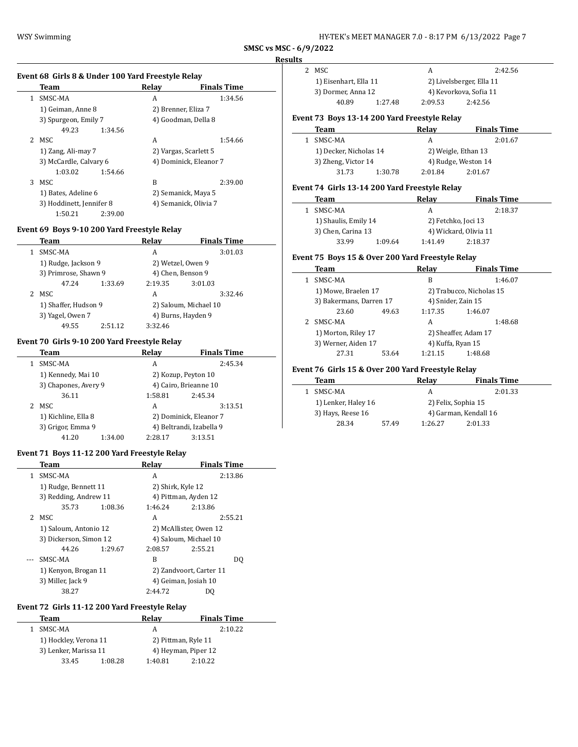**SMSC vs MSC - 6/9/2022**

**Results**

### Event 68 Girls 8 & Under 100 Yard Freestyle Relay

| | Team | Relay | Finals Time |
|---|---|---|---|
| 1 | SMSC-MA | A | 1:34.56 |
| | 1) Geiman, Anne 8 | 2) Brenner, Eliza 7 | |
| | 3) Spurgeon, Emily 7 | 4) Goodman, Della 8 | |
| | 49.23 1:34.56 | | |
| 2 | MSC | A | 1:54.66 |
| | 1) Zang, Ali-may 7 | 2) Vargas, Scarlett 5 | |
| | 3) McCardle, Calvary 6 | 4) Dominick, Eleanor 7 | |
| | 1:03.02 1:54.66 | | |
| 3 | MSC | B | 2:39.00 |
| | 1) Bates, Adeline 6 | 2) Semanick, Maya 5 | |
| | 3) Hoddinett, Jennifer 8 | 4) Semanick, Olivia 7 | |
| | 1:50.21 2:39.00 | | |

### Event 69 Boys 9-10 200 Yard Freestyle Relay

| | Team | Relay | Finals Time |
|---|---|---|---|
| 1 | SMSC-MA | A | 3:01.03 |
| | 1) Rudge, Jackson 9 | 2) Wetzel, Owen 9 | |
| | 3) Primrose, Shawn 9 | 4) Chen, Benson 9 | |
| | 47.24 1:33.69 | 2:19.35 | 3:01.03 |
| 2 | MSC | A | 3:32.46 |
| | 1) Shaffer, Hudson 9 | 2) Saloum, Michael 10 | |
| | 3) Yagel, Owen 7 | 4) Burns, Hayden 9 | |
| | 49.55 2:51.12 | 3:32.46 | |

### Event 70 Girls 9-10 200 Yard Freestyle Relay

| | Team | Relay | Finals Time |
|---|---|---|---|
| 1 | SMSC-MA | A | 2:45.34 |
| | 1) Kennedy, Mai 10 | 2) Kozup, Peyton 10 | |
| | 3) Chapones, Avery 9 | 4) Cairo, Brieanne 10 | |
| | 36.11 | 1:58.81 | 2:45.34 |
| 2 | MSC | A | 3:13.51 |
| | 1) Kichline, Ella 8 | 2) Dominick, Eleanor 7 | |
| | 3) Grigor, Emma 9 | 4) Beltrandi, Izabella 9 | |
| | 41.20 1:34.00 | 2:28.17 | 3:13.51 |

### Event 71 Boys 11-12 200 Yard Freestyle Relay

| | Team | Relay | Finals Time |
|---|---|---|---|
| 1 | SMSC-MA | A | 2:13.86 |
| | 1) Rudge, Bennett 11 | 2) Shirk, Kyle 12 | |
| | 3) Redding, Andrew 11 | 4) Pittman, Ayden 12 | |
| | 35.73 1:08.36 | 1:46.24 | 2:13.86 |
| 2 | MSC | A | 2:55.21 |
| | 1) Saloum, Antonio 12 | 2) McAllister, Owen 12 | |
| | 3) Dickerson, Simon 12 | 4) Saloum, Michael 10 | |
| | 44.26 1:29.67 | 2:08.57 | 2:55.21 |
| --- | SMSC-MA | B | DQ |
| | 1) Kenyon, Brogan 11 | 2) Zandvoort, Carter 11 | |
| | 3) Miller, Jack 9 | 4) Geiman, Josiah 10 | |
| | 38.27 | 2:44.72 | DQ |

### Event 72 Girls 11-12 200 Yard Freestyle Relay

| | Team | Relay | Finals Time |
|---|---|---|---|
| 1 | SMSC-MA | A | 2:10.22 |
| | 1) Hockley, Verona 11 | 2) Pittman, Ryle 11 | |
| | 3) Lenker, Marissa 11 | 4) Heyman, Piper 12 | |
| | 33.45 1:08.28 | 1:40.81 | 2:10.22 |
| 2 | MSC | A | 2:42.56 |
| | 1) Eisenhart, Ella 11 | 2) Livelsberger, Ella 11 | |
| | 3) Dormer, Anna 12 | 4) Kevorkova, Sofia 11 | |
| | 40.89 1:27.48 | 2:09.53 | 2:42.56 |

### Event 73 Boys 13-14 200 Yard Freestyle Relay

| | Team | Relay | Finals Time |
|---|---|---|---|
| 1 | SMSC-MA | A | 2:01.67 |
| | 1) Decker, Nicholas 14 | 2) Weigle, Ethan 13 | |
| | 3) Zheng, Victor 14 | 4) Rudge, Weston 14 | |
| | 31.73 1:30.78 | 2:01.84 | 2:01.67 |

### Event 74 Girls 13-14 200 Yard Freestyle Relay

| | Team | Relay | Finals Time |
|---|---|---|---|
| 1 | SMSC-MA | A | 2:18.37 |
| | 1) Shaulis, Emily 14 | 2) Fetchko, Joci 13 | |
| | 3) Chen, Carina 13 | 4) Wickard, Olivia 11 | |
| | 33.99 1:09.64 | 1:41.49 | 2:18.37 |

### Event 75 Boys 15 & Over 200 Yard Freestyle Relay

| | Team | Relay | Finals Time |
|---|---|---|---|
| 1 | SMSC-MA | B | 1:46.07 |
| | 1) Mowe, Braelen 17 | 2) Trabucco, Nicholas 15 | |
| | 3) Bakermans, Darren 17 | 4) Snider, Zain 15 | |
| | 23.60 49.63 | 1:17.35 | 1:46.07 |
| 2 | SMSC-MA | A | 1:48.68 |
| | 1) Morton, Riley 17 | 2) Sheaffer, Adam 17 | |
| | 3) Werner, Aiden 17 | 4) Kuffa, Ryan 15 | |
| | 27.31 53.64 | 1:21.15 | 1:48.68 |

### Event 76 Girls 15 & Over 200 Yard Freestyle Relay

| | Team | Relay | Finals Time |
|---|---|---|---|
| 1 | SMSC-MA | A | 2:01.33 |
| | 1) Lenker, Haley 16 | 2) Felix, Sophia 15 | |
| | 3) Hays, Reese 16 | 4) Garman, Kendall 16 | |
| | 28.34 57.49 | 1:26.27 | 2:01.33 |